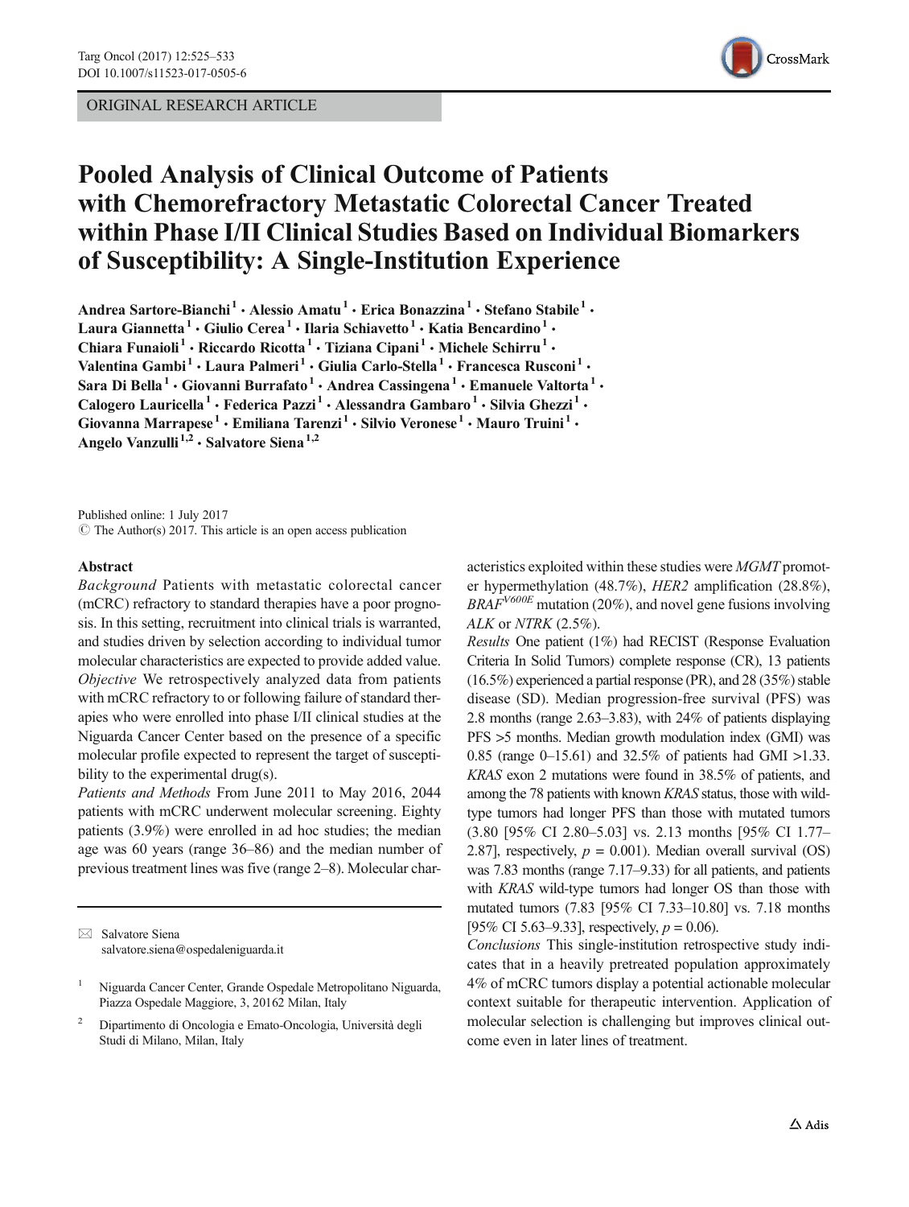ORIGINAL RESEARCH ARTICLE

# Pooled Analysis of Clinical Outcome of Patients with Chemorefractory Metastatic Colorectal Cancer Treated within Phase I/II Clinical Studies Based on Individual Biomarkers of Susceptibility: A Single-Institution Experience

**Andrea Sartore-Bianchi[1] · Alessio Amatu[1] · Erica Bonazzina[1] · Stefano Stabile[1] · Laura Giannetta[1] · Giulio Cerea[1] · Ilaria Schiavetto[1] · Katia Bencardino[1] · Chiara Funaioli[1] · Riccardo Ricotta[1] · Tiziana Cipani[1] · Michele Schirru[1] · Valentina Gambi[1] · Laura Palmeri[1] · Giulia Carlo-Stella[1] · Francesca Rusconi[1] · Sara Di Bella[1] · Giovanni Burrafato[1] · Andrea Cassingena[1] · Emanuele Valtorta[1] · Calogero Lauricella[1] · Federica Pazzi[1] · Alessandra Gambaro[1] · Silvia Ghezzi[1] · Giovanna Marrapese[1] · Emiliana Tarenzi[1] · Silvio Veronese[1] · Mauro Truini[1] · Angelo Vanzulli[1,2] · Salvatore Siena[1,2]**

Published online: 1 July 2017
© The Author(s) 2017. This article is an open access publication

## Abstract

*Background* Patients with metastatic colorectal cancer (mCRC) refractory to standard therapies have a poor prognosis. In this setting, recruitment into clinical trials is warranted, and studies driven by selection according to individual tumor molecular characteristics are expected to provide added value.

*Objective* We retrospectively analyzed data from patients with mCRC refractory to or following failure of standard therapies who were enrolled into phase I/II clinical studies at the Niguarda Cancer Center based on the presence of a specific molecular profile expected to represent the target of susceptibility to the experimental drug(s).

*Patients and Methods* From June 2011 to May 2016, 2044 patients with mCRC underwent molecular screening. Eighty patients (3.9%) were enrolled in ad hoc studies; the median age was 60 years (range 36–86) and the median number of previous treatment lines was five (range 2–8). Molecular characteristics exploited within these studies were *MGMT* promoter hypermethylation (48.7%), *HER2* amplification (28.8%), *BRAF*$^{V600E}$ mutation (20%), and novel gene fusions involving *ALK* or *NTRK* (2.5%).

*Results* One patient (1%) had RECIST (Response Evaluation Criteria In Solid Tumors) complete response (CR), 13 patients (16.5%) experienced a partial response (PR), and 28 (35%) stable disease (SD). Median progression-free survival (PFS) was 2.8 months (range 2.63–3.83), with 24% of patients displaying PFS >5 months. Median growth modulation index (GMI) was 0.85 (range 0–15.61) and 32.5% of patients had GMI >1.33. *KRAS* exon 2 mutations were found in 38.5% of patients, and among the 78 patients with known *KRAS* status, those with wild-type tumors had longer PFS than those with mutated tumors (3.80 [95% CI 2.80–5.03] vs. 2.13 months [95% CI 1.77–2.87], respectively, $p = 0.001$). Median overall survival (OS) was 7.83 months (range 7.17–9.33) for all patients, and patients with *KRAS* wild-type tumors had longer OS than those with mutated tumors (7.83 [95% CI 7.33–10.80] vs. 7.18 months [95% CI 5.63–9.33], respectively, $p = 0.06$).

*Conclusions* This single-institution retrospective study indicates that in a heavily pretreated population approximately 4% of mCRC tumors display a potential actionable molecular context suitable for therapeutic intervention. Application of molecular selection is challenging but improves clinical outcome even in later lines of treatment.

---

✉ Salvatore Siena
salvatore.siena@ospedaleniguarda.it

[1] Niguarda Cancer Center, Grande Ospedale Metropolitano Niguarda, Piazza Ospedale Maggiore, 3, 20162 Milan, Italy

[2] Dipartimento di Oncologia e Emato-Oncologia, Università degli Studi di Milano, Milan, Italy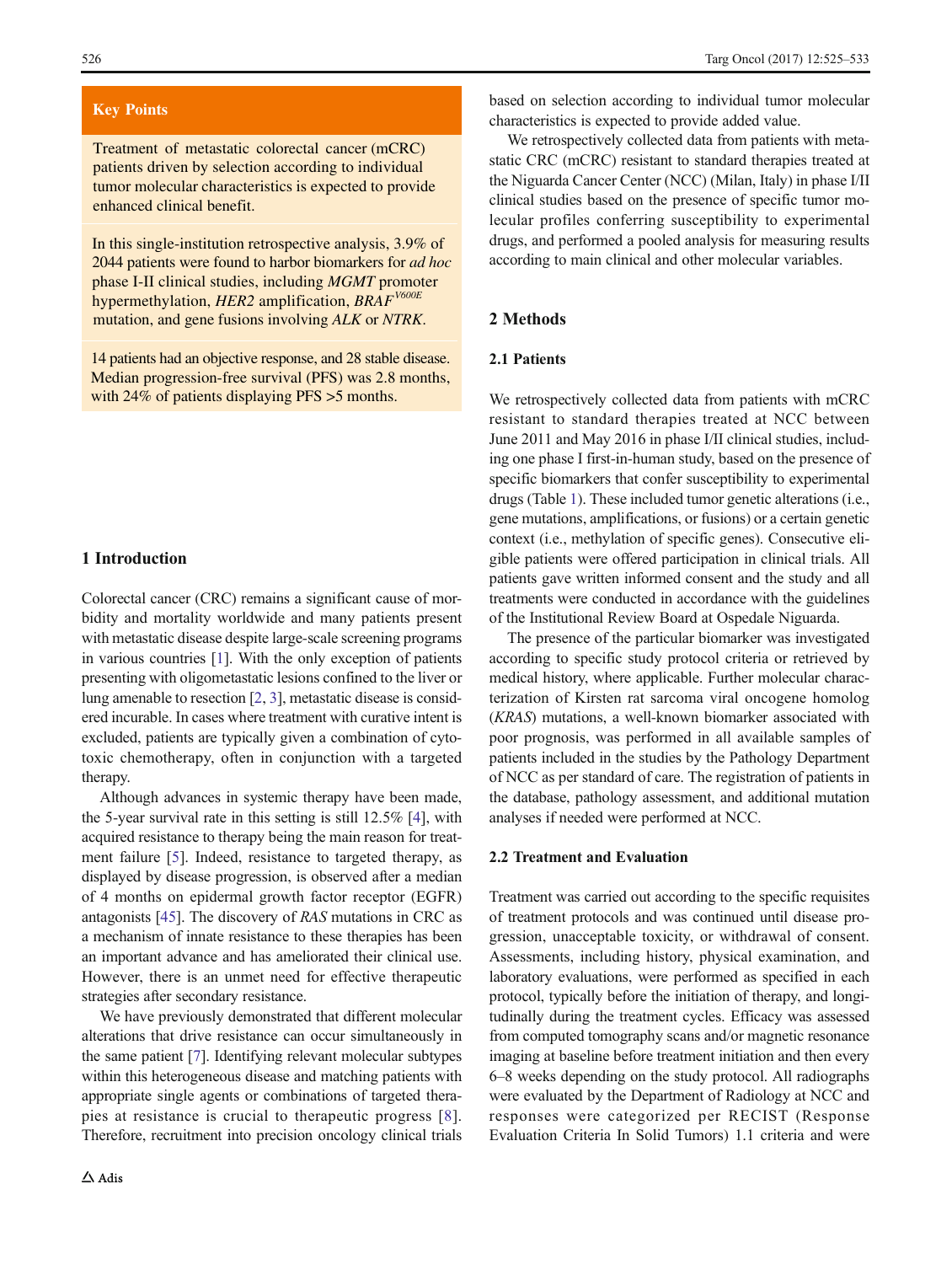**Key Points**

Treatment of metastatic colorectal cancer (mCRC) patients driven by selection according to individual tumor molecular characteristics is expected to provide enhanced clinical benefit.

In this single-institution retrospective analysis, 3.9% of 2044 patients were found to harbor biomarkers for *ad hoc* phase I-II clinical studies, including *MGMT* promoter hypermethylation, *HER2* amplification, *BRAF*$^{V600E}$ mutation, and gene fusions involving *ALK* or *NTRK*.

14 patients had an objective response, and 28 stable disease. Median progression-free survival (PFS) was 2.8 months, with 24% of patients displaying PFS >5 months.

## 1 Introduction

Colorectal cancer (CRC) remains a significant cause of morbidity and mortality worldwide and many patients present with metastatic disease despite large-scale screening programs in various countries [1]. With the only exception of patients presenting with oligometastatic lesions confined to the liver or lung amenable to resection [2, 3], metastatic disease is considered incurable. In cases where treatment with curative intent is excluded, patients are typically given a combination of cytotoxic chemotherapy, often in conjunction with a targeted therapy.

Although advances in systemic therapy have been made, the 5-year survival rate in this setting is still 12.5% [4], with acquired resistance to therapy being the main reason for treatment failure [5]. Indeed, resistance to targeted therapy, as displayed by disease progression, is observed after a median of 4 months on epidermal growth factor receptor (EGFR) antagonists [45]. The discovery of *RAS* mutations in CRC as a mechanism of innate resistance to these therapies has been an important advance and has ameliorated their clinical use. However, there is an unmet need for effective therapeutic strategies after secondary resistance.

We have previously demonstrated that different molecular alterations that drive resistance can occur simultaneously in the same patient [7]. Identifying relevant molecular subtypes within this heterogeneous disease and matching patients with appropriate single agents or combinations of targeted therapies at resistance is crucial to therapeutic progress [8]. Therefore, recruitment into precision oncology clinical trials based on selection according to individual tumor molecular characteristics is expected to provide added value.

We retrospectively collected data from patients with metastatic CRC (mCRC) resistant to standard therapies treated at the Niguarda Cancer Center (NCC) (Milan, Italy) in phase I/II clinical studies based on the presence of specific tumor molecular profiles conferring susceptibility to experimental drugs, and performed a pooled analysis for measuring results according to main clinical and other molecular variables.

## 2 Methods

### 2.1 Patients

We retrospectively collected data from patients with mCRC resistant to standard therapies treated at NCC between June 2011 and May 2016 in phase I/II clinical studies, including one phase I first-in-human study, based on the presence of specific biomarkers that confer susceptibility to experimental drugs (Table 1). These included tumor genetic alterations (i.e., gene mutations, amplifications, or fusions) or a certain genetic context (i.e., methylation of specific genes). Consecutive eligible patients were offered participation in clinical trials. All patients gave written informed consent and the study and all treatments were conducted in accordance with the guidelines of the Institutional Review Board at Ospedale Niguarda.

The presence of the particular biomarker was investigated according to specific study protocol criteria or retrieved by medical history, where applicable. Further molecular characterization of Kirsten rat sarcoma viral oncogene homolog (*KRAS*) mutations, a well-known biomarker associated with poor prognosis, was performed in all available samples of patients included in the studies by the Pathology Department of NCC as per standard of care. The registration of patients in the database, pathology assessment, and additional mutation analyses if needed were performed at NCC.

### 2.2 Treatment and Evaluation

Treatment was carried out according to the specific requisites of treatment protocols and was continued until disease progression, unacceptable toxicity, or withdrawal of consent. Assessments, including history, physical examination, and laboratory evaluations, were performed as specified in each protocol, typically before the initiation of therapy, and longitudinally during the treatment cycles. Efficacy was assessed from computed tomography scans and/or magnetic resonance imaging at baseline before treatment initiation and then every 6–8 weeks depending on the study protocol. All radiographs were evaluated by the Department of Radiology at NCC and responses were categorized per RECIST (Response Evaluation Criteria In Solid Tumors) 1.1 criteria and were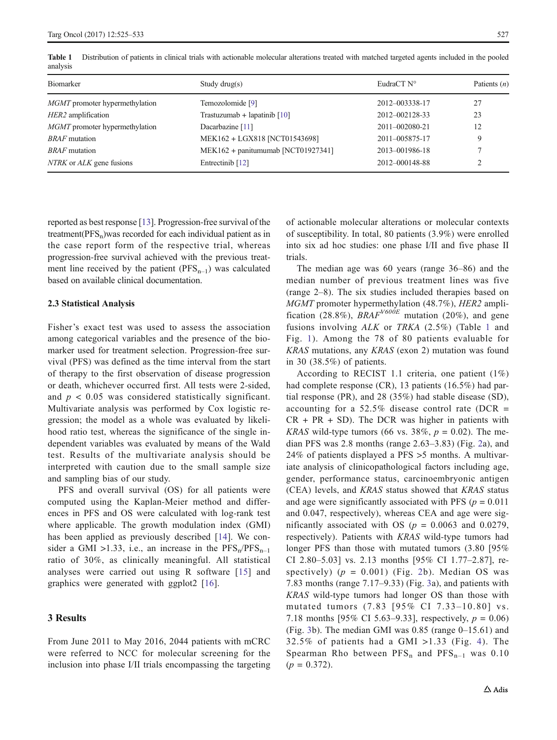**Table 1** Distribution of patients in clinical trials with actionable molecular alterations treated with matched targeted agents included in the pooled analysis

| Biomarker | Study drug(s) | EudraCT N° | Patients ($n$) |
|---|---|---|---|
| *MGMT* promoter hypermethylation | Temozolomide [9] | 2012–003338-17 | 27 |
| *HER2* amplification | Trastuzumab + lapatinib [10] | 2012–002128-33 | 23 |
| *MGMT* promoter hypermethylation | Dacarbazine [11] | 2011–002080-21 | 12 |
| *BRAF* mutation | MEK162 + LGX818 [NCT01543698] | 2011–005875-17 | 9 |
| *BRAF* mutation | MEK162 + panitumumab [NCT01927341] | 2013–001986-18 | 7 |
| *NTRK* or *ALK* gene fusions | Entrectinib [12] | 2012–000148-88 | 2 |

reported as best response [13]. Progression-free survival of the treatment($PFS_n$)was recorded for each individual patient as in the case report form of the respective trial, whereas progression-free survival achieved with the previous treatment line received by the patient ($PFS_{n-1}$) was calculated based on available clinical documentation.

### 2.3 Statistical Analysis

Fisher's exact test was used to assess the association among categorical variables and the presence of the biomarker used for treatment selection. Progression-free survival (PFS) was defined as the time interval from the start of therapy to the first observation of disease progression or death, whichever occurred first. All tests were 2-sided, and $p < 0.05$ was considered statistically significant. Multivariate analysis was performed by Cox logistic regression; the model as a whole was evaluated by likelihood ratio test, whereas the significance of the single independent variables was evaluated by means of the Wald test. Results of the multivariate analysis should be interpreted with caution due to the small sample size and sampling bias of our study.

PFS and overall survival (OS) for all patients were computed using the Kaplan-Meier method and differences in PFS and OS were calculated with log-rank test where applicable. The growth modulation index (GMI) has been applied as previously described [14]. We consider a GMI >1.33, i.e., an increase in the $PFS_n/PFS_{n-1}$ ratio of 30%, as clinically meaningful. All statistical analyses were carried out using R software [15] and graphics were generated with ggplot2 [16].

## 3 Results

From June 2011 to May 2016, 2044 patients with mCRC were referred to NCC for molecular screening for the inclusion into phase I/II trials encompassing the targeting of actionable molecular alterations or molecular contexts of susceptibility. In total, 80 patients (3.9%) were enrolled into six ad hoc studies: one phase I/II and five phase II trials.

The median age was 60 years (range 36–86) and the median number of previous treatment lines was five (range 2–8). The six studies included therapies based on *MGMT* promoter hypermethylation (48.7%), *HER2* amplification (28.8%), $BRAF^{V600E}$ mutation (20%), and gene fusions involving *ALK* or *TRKA* (2.5%) (Table 1 and Fig. 1). Among the 78 of 80 patients evaluable for *KRAS* mutations, any *KRAS* (exon 2) mutation was found in 30 (38.5%) of patients.

According to RECIST 1.1 criteria, one patient (1%) had complete response (CR), 13 patients (16.5%) had partial response (PR), and 28 (35%) had stable disease (SD), accounting for a 52.5% disease control rate (DCR = CR + PR + SD). The DCR was higher in patients with *KRAS* wild-type tumors (66 vs. 38%, $p = 0.02$). The median PFS was 2.8 months (range 2.63–3.83) (Fig. 2a), and 24% of patients displayed a PFS >5 months. A multivariate analysis of clinicopathological factors including age, gender, performance status, carcinoembryonic antigen (CEA) levels, and *KRAS* status showed that *KRAS* status and age were significantly associated with PFS ($p = 0.011$ and 0.047, respectively), whereas CEA and age were significantly associated with OS ($p = 0.0063$ and 0.0279, respectively). Patients with *KRAS* wild-type tumors had longer PFS than those with mutated tumors (3.80 [95% CI 2.80–5.03] vs. 2.13 months [95% CI 1.77–2.87], respectively) ($p = 0.001$) (Fig. 2b). Median OS was 7.83 months (range 7.17–9.33) (Fig. 3a), and patients with *KRAS* wild-type tumors had longer OS than those with mutated tumors (7.83 [95% CI 7.33–10.80] vs. 7.18 months [95% CI 5.63–9.33], respectively, $p = 0.06$) (Fig. 3b). The median GMI was 0.85 (range 0–15.61) and 32.5% of patients had a GMI >1.33 (Fig. 4). The Spearman Rho between $PFS_n$ and $PFS_{n-1}$ was 0.10 ($p = 0.372$).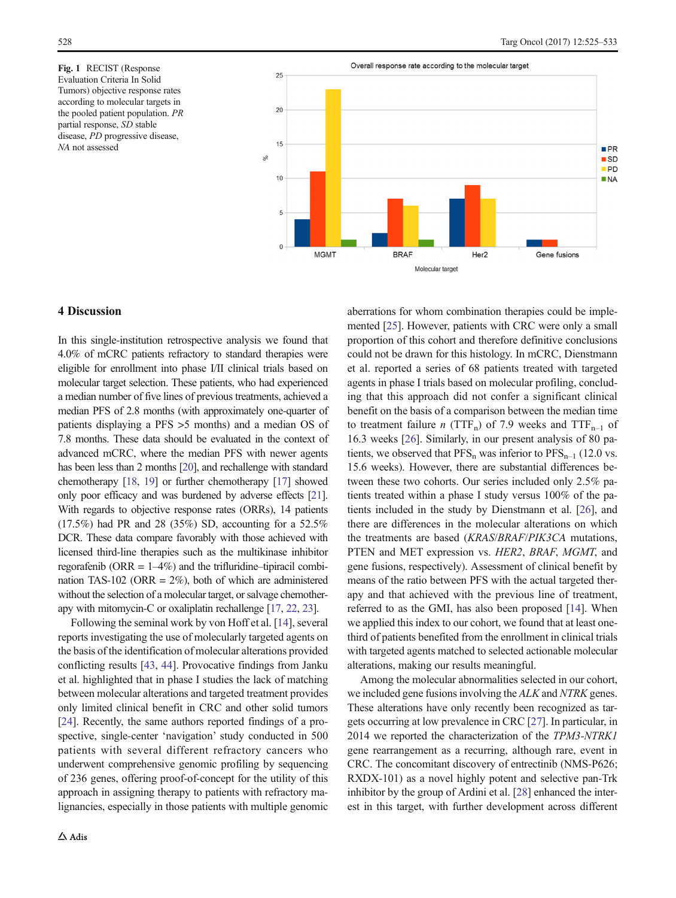Fig. 1 RECIST (Response Evaluation Criteria In Solid Tumors) objective response rates according to molecular targets in the pooled patient population. *PR* partial response, *SD* stable disease, *PD* progressive disease, *NA* not assessed

## 4 Discussion

In this single-institution retrospective analysis we found that 4.0% of mCRC patients refractory to standard therapies were eligible for enrollment into phase I/II clinical trials based on molecular target selection. These patients, who had experienced a median number of five lines of previous treatments, achieved a median PFS of 2.8 months (with approximately one-quarter of patients displaying a PFS >5 months) and a median OS of 7.8 months. These data should be evaluated in the context of advanced mCRC, where the median PFS with newer agents has been less than 2 months [20], and rechallenge with standard chemotherapy [18, 19] or further chemotherapy [17] showed only poor efficacy and was burdened by adverse effects [21]. With regards to objective response rates (ORRs), 14 patients (17.5%) had PR and 28 (35%) SD, accounting for a 52.5% DCR. These data compare favorably with those achieved with licensed third-line therapies such as the multikinase inhibitor regorafenib (ORR = 1–4%) and the trifluridine–tipiracil combination TAS-102 (ORR = 2%), both of which are administered without the selection of a molecular target, or salvage chemotherapy with mitomycin-C or oxaliplatin rechallenge [17, 22, 23].

Following the seminal work by von Hoff et al. [14], several reports investigating the use of molecularly targeted agents on the basis of the identification of molecular alterations provided conflicting results [43, 44]. Provocative findings from Janku et al. highlighted that in phase I studies the lack of matching between molecular alterations and targeted treatment provides only limited clinical benefit in CRC and other solid tumors [24]. Recently, the same authors reported findings of a prospective, single-center 'navigation' study conducted in 500 patients with several different refractory cancers who underwent comprehensive genomic profiling by sequencing of 236 genes, offering proof-of-concept for the utility of this approach in assigning therapy to patients with refractory malignancies, especially in those patients with multiple genomic aberrations for whom combination therapies could be implemented [25]. However, patients with CRC were only a small proportion of this cohort and therefore definitive conclusions could not be drawn for this histology. In mCRC, Dienstmann et al. reported a series of 68 patients treated with targeted agents in phase I trials based on molecular profiling, concluding that this approach did not confer a significant clinical benefit on the basis of a comparison between the median time to treatment failure *n* ($TTF_n$) of 7.9 weeks and $TTF_{n-1}$ of 16.3 weeks [26]. Similarly, in our present analysis of 80 patients, we observed that $PFS_n$ was inferior to $PFS_{n-1}$ (12.0 vs. 15.6 weeks). However, there are substantial differences between these two cohorts. Our series included only 2.5% patients treated within a phase I study versus 100% of the patients included in the study by Dienstmann et al. [26], and there are differences in the molecular alterations on which the treatments are based (*KRAS*/*BRAF*/*PIK3CA* mutations, PTEN and MET expression vs. *HER2*, *BRAF*, *MGMT*, and gene fusions, respectively). Assessment of clinical benefit by means of the ratio between PFS with the actual targeted therapy and that achieved with the previous line of treatment, referred to as the GMI, has also been proposed [14]. When we applied this index to our cohort, we found that at least one-third of patients benefited from the enrollment in clinical trials with targeted agents matched to selected actionable molecular alterations, making our results meaningful.

Among the molecular abnormalities selected in our cohort, we included gene fusions involving the *ALK* and *NTRK* genes. These alterations have only recently been recognized as targets occurring at low prevalence in CRC [27]. In particular, in 2014 we reported the characterization of the *TPM3-NTRK1* gene rearrangement as a recurring, although rare, event in CRC. The concomitant discovery of entrectinib (NMS-P626; RXDX-101) as a novel highly potent and selective pan-Trk inhibitor by the group of Ardini et al. [28] enhanced the interest in this target, with further development across different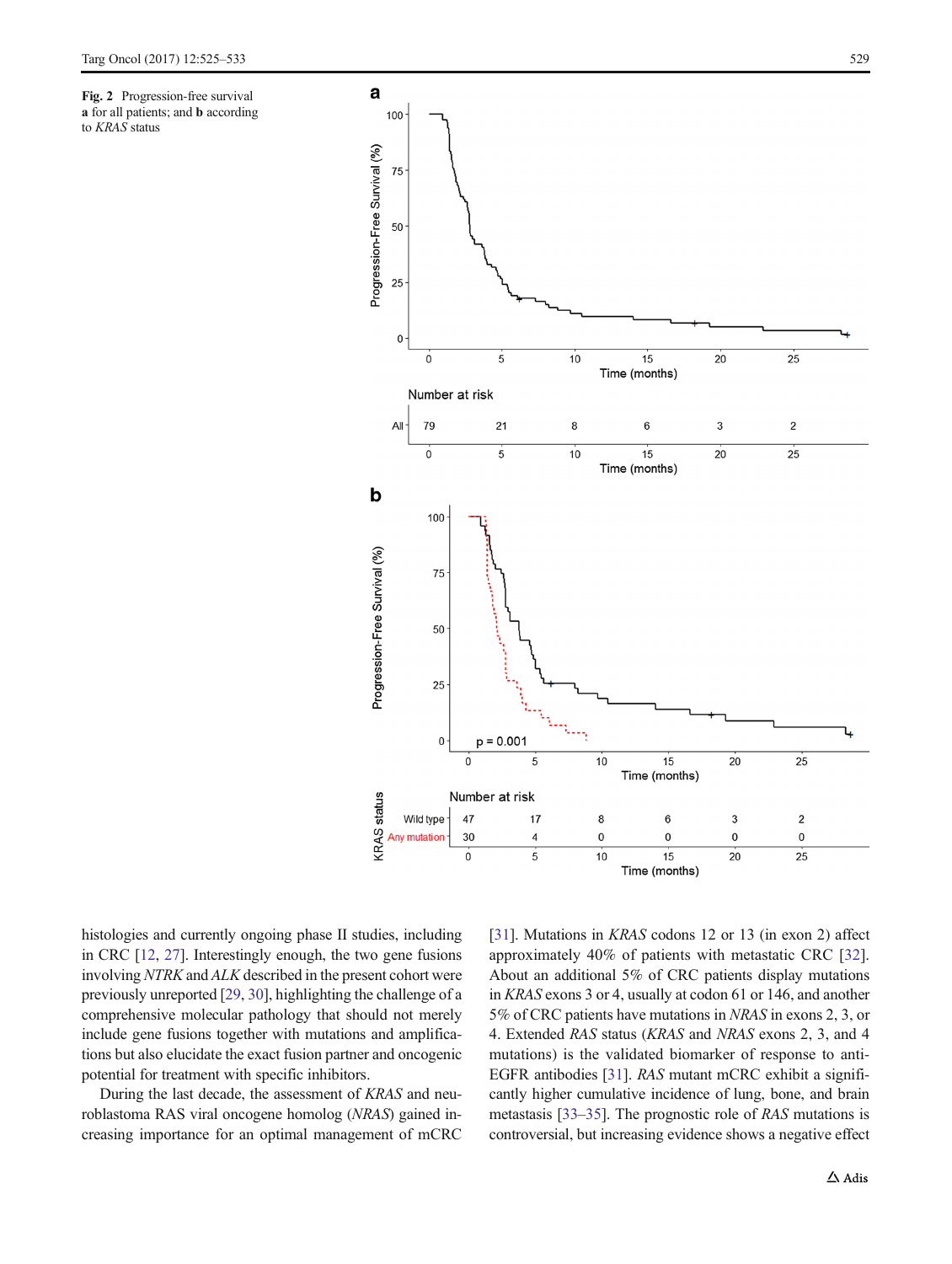**Fig. 2** Progression-free survival **a** for all patients; and **b** according to *KRAS* status

histologies and currently ongoing phase II studies, including in CRC [12, 27]. Interestingly enough, the two gene fusions involving *NTRK* and *ALK* described in the present cohort were previously unreported [29, 30], highlighting the challenge of a comprehensive molecular pathology that should not merely include gene fusions together with mutations and amplifications but also elucidate the exact fusion partner and oncogenic potential for treatment with specific inhibitors.

During the last decade, the assessment of *KRAS* and neuroblastoma RAS viral oncogene homolog (*NRAS*) gained increasing importance for an optimal management of mCRC [31]. Mutations in *KRAS* codons 12 or 13 (in exon 2) affect approximately 40% of patients with metastatic CRC [32]. About an additional 5% of CRC patients display mutations in *KRAS* exons 3 or 4, usually at codon 61 or 146, and another 5% of CRC patients have mutations in *NRAS* in exons 2, 3, or 4. Extended *RAS* status (*KRAS* and *NRAS* exons 2, 3, and 4 mutations) is the validated biomarker of response to anti-EGFR antibodies [31]. *RAS* mutant mCRC exhibit a significantly higher cumulative incidence of lung, bone, and brain metastasis [33–35]. The prognostic role of *RAS* mutations is controversial, but increasing evidence shows a negative effect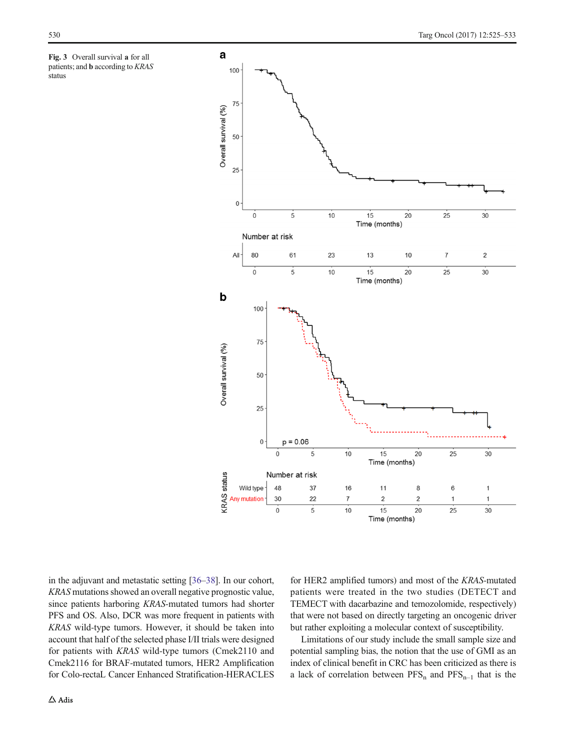**Fig. 3** Overall survival **a** for all patients; and **b** according to *KRAS* status

in the adjuvant and metastatic setting [36–38]. In our cohort, *KRAS* mutations showed an overall negative prognostic value, since patients harboring *KRAS*-mutated tumors had shorter PFS and OS. Also, DCR was more frequent in patients with *KRAS* wild-type tumors. However, it should be taken into account that half of the selected phase I/II trials were designed for patients with *KRAS* wild-type tumors (Cmek2110 and Cmek2116 for BRAF-mutated tumors, HER2 Amplification for Colo-rectaL Cancer Enhanced Stratification-HERACLES for HER2 amplified tumors) and most of the *KRAS*-mutated patients were treated in the two studies (DETECT and TEMECT with dacarbazine and temozolomide, respectively) that were not based on directly targeting an oncogenic driver but rather exploiting a molecular context of susceptibility.

Limitations of our study include the small sample size and potential sampling bias, the notion that the use of GMI as an index of clinical benefit in CRC has been criticized as there is a lack of correlation between $PFS_n$ and $PFS_{n-1}$ that is the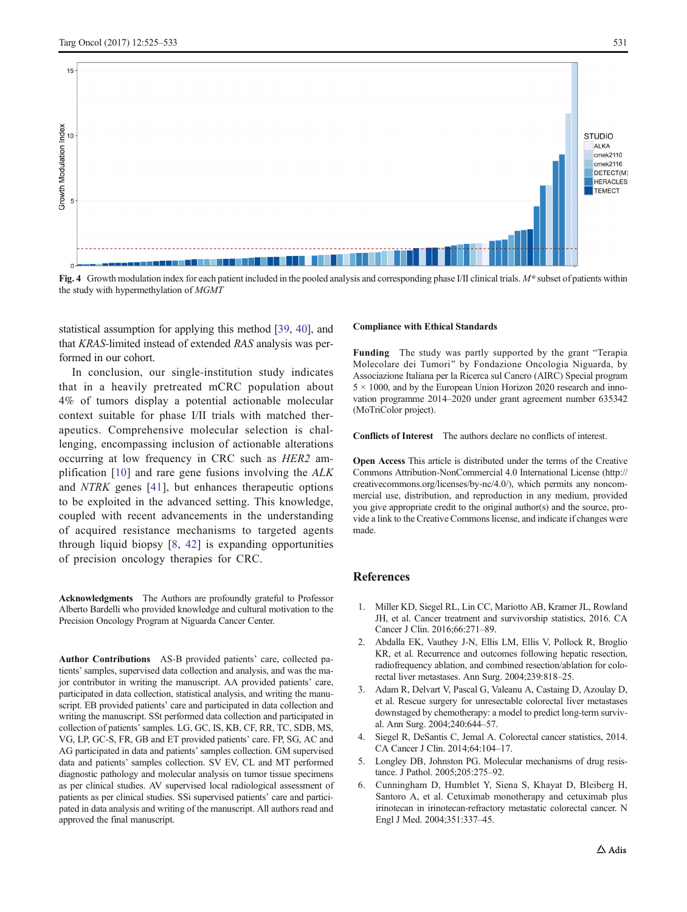Fig. 4 Growth modulation index for each patient included in the pooled analysis and corresponding phase I/II clinical trials. *M\** subset of patients within the study with hypermethylation of *MGMT*

statistical assumption for applying this method [39, 40], and that *KRAS*-limited instead of extended *RAS* analysis was performed in our cohort.

In conclusion, our single-institution study indicates that in a heavily pretreated mCRC population about 4% of tumors display a potential actionable molecular context suitable for phase I/II trials with matched therapeutics. Comprehensive molecular selection is challenging, encompassing inclusion of actionable alterations occurring at low frequency in CRC such as *HER2* amplification [10] and rare gene fusions involving the *ALK* and *NTRK* genes [41], but enhances therapeutic options to be exploited in the advanced setting. This knowledge, coupled with recent advancements in the understanding of acquired resistance mechanisms to targeted agents through liquid biopsy [8, 42] is expanding opportunities of precision oncology therapies for CRC.

**Acknowledgments** The Authors are profoundly grateful to Professor Alberto Bardelli who provided knowledge and cultural motivation to the Precision Oncology Program at Niguarda Cancer Center.

**Author Contributions** AS-B provided patients' care, collected patients' samples, supervised data collection and analysis, and was the major contributor in writing the manuscript. AA provided patients' care, participated in data collection, statistical analysis, and writing the manuscript. EB provided patients' care and participated in data collection and writing the manuscript. SSt performed data collection and participated in collection of patients' samples. LG, GC, IS, KB, CF, RR, TC, SDB, MS, VG, LP, GC-S, FR, GB and ET provided patients' care. FP, SG, AC and AG participated in data and patients' samples collection. GM supervised data and patients' samples collection. SV EV, CL and MT performed diagnostic pathology and molecular analysis on tumor tissue specimens as per clinical studies. AV supervised local radiological assessment of patients as per clinical studies. SSi supervised patients' care and participated in data analysis and writing of the manuscript. All authors read and approved the final manuscript.

**Compliance with Ethical Standards**

**Funding** The study was partly supported by the grant "Terapia Molecolare dei Tumori" by Fondazione Oncologia Niguarda, by Associazione Italiana per la Ricerca sul Cancro (AIRC) Special program 5 × 1000, and by the European Union Horizon 2020 research and innovation programme 2014–2020 under grant agreement number 635342 (MoTriColor project).

**Conflicts of Interest** The authors declare no conflicts of interest.

**Open Access** This article is distributed under the terms of the Creative Commons Attribution-NonCommercial 4.0 International License (http://creativecommons.org/licenses/by-nc/4.0/), which permits any noncommercial use, distribution, and reproduction in any medium, provided you give appropriate credit to the original author(s) and the source, provide a link to the Creative Commons license, and indicate if changes were made.

## References

1. Miller KD, Siegel RL, Lin CC, Mariotto AB, Kramer JL, Rowland JH, et al. Cancer treatment and survivorship statistics, 2016. CA Cancer J Clin. 2016;66:271–89.
2. Abdalla EK, Vauthey J-N, Ellis LM, Ellis V, Pollock R, Broglio KR, et al. Recurrence and outcomes following hepatic resection, radiofrequency ablation, and combined resection/ablation for colorectal liver metastases. Ann Surg. 2004;239:818–25.
3. Adam R, Delvart V, Pascal G, Valeanu A, Castaing D, Azoulay D, et al. Rescue surgery for unresectable colorectal liver metastases downstaged by chemotherapy: a model to predict long-term survival. Ann Surg. 2004;240:644–57.
4. Siegel R, DeSantis C, Jemal A. Colorectal cancer statistics, 2014. CA Cancer J Clin. 2014;64:104–17.
5. Longley DB, Johnston PG. Molecular mechanisms of drug resistance. J Pathol. 2005;205:275–92.
6. Cunningham D, Humblet Y, Siena S, Khayat D, Bleiberg H, Santoro A, et al. Cetuximab monotherapy and cetuximab plus irinotecan in irinotecan-refractory metastatic colorectal cancer. N Engl J Med. 2004;351:337–45.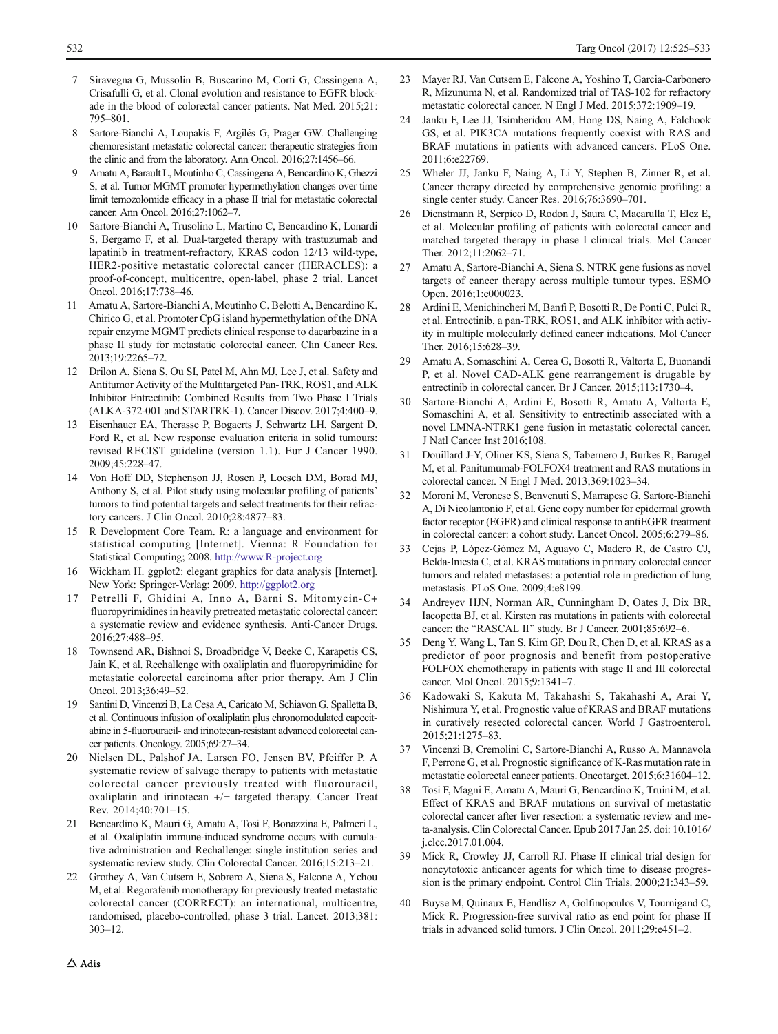7. Siravegna G, Mussolin B, Buscarino M, Corti G, Cassingena A, Crisafulli G, et al. Clonal evolution and resistance to EGFR blockade in the blood of colorectal cancer patients. Nat Med. 2015;21:795–801.
8. Sartore-Bianchi A, Loupakis F, Argilés G, Prager GW. Challenging chemoresistant metastatic colorectal cancer: therapeutic strategies from the clinic and from the laboratory. Ann Oncol. 2016;27:1456–66.
9. Amatu A, Barault L, Moutinho C, Cassingena A, Bencardino K, Ghezzi S, et al. Tumor MGMT promoter hypermethylation changes over time limit temozolomide efficacy in a phase II trial for metastatic colorectal cancer. Ann Oncol. 2016;27:1062–7.
10. Sartore-Bianchi A, Trusolino L, Martino C, Bencardino K, Lonardi S, Bergamo F, et al. Dual-targeted therapy with trastuzumab and lapatinib in treatment-refractory, KRAS codon 12/13 wild-type, HER2-positive metastatic colorectal cancer (HERACLES): a proof-of-concept, multicentre, open-label, phase 2 trial. Lancet Oncol. 2016;17:738–46.
11. Amatu A, Sartore-Bianchi A, Moutinho C, Belotti A, Bencardino K, Chirico G, et al. Promoter CpG island hypermethylation of the DNA repair enzyme MGMT predicts clinical response to dacarbazine in a phase II study for metastatic colorectal cancer. Clin Cancer Res. 2013;19:2265–72.
12. Drilon A, Siena S, Ou SI, Patel M, Ahn MJ, Lee J, et al. Safety and Antitumor Activity of the Multitargeted Pan-TRK, ROS1, and ALK Inhibitor Entrectinib: Combined Results from Two Phase I Trials (ALKA-372-001 and STARTRK-1). Cancer Discov. 2017;4:400–9.
13. Eisenhauer EA, Therasse P, Bogaerts J, Schwartz LH, Sargent D, Ford R, et al. New response evaluation criteria in solid tumours: revised RECIST guideline (version 1.1). Eur J Cancer 1990. 2009;45:228–47.
14. Von Hoff DD, Stephenson JJ, Rosen P, Loesch DM, Borad MJ, Anthony S, et al. Pilot study using molecular profiling of patients' tumors to find potential targets and select treatments for their refractory cancers. J Clin Oncol. 2010;28:4877–83.
15. R Development Core Team. R: a language and environment for statistical computing [Internet]. Vienna: R Foundation for Statistical Computing; 2008. http://www.R-project.org
16. Wickham H. ggplot2: elegant graphics for data analysis [Internet]. New York: Springer-Verlag; 2009. http://ggplot2.org
17. Petrelli F, Ghidini A, Inno A, Barni S. Mitomycin-C+ fluoropyrimidines in heavily pretreated metastatic colorectal cancer: a systematic review and evidence synthesis. Anti-Cancer Drugs. 2016;27:488–95.
18. Townsend AR, Bishnoi S, Broadbridge V, Beeke C, Karapetis CS, Jain K, et al. Rechallenge with oxaliplatin and fluoropyrimidine for metastatic colorectal carcinoma after prior therapy. Am J Clin Oncol. 2013;36:49–52.
19. Santini D, Vincenzi B, La Cesa A, Caricato M, Schiavon G, Spalletta B, et al. Continuous infusion of oxaliplatin plus chronomodulated capecitabine in 5-fluorouracil- and irinotecan-resistant advanced colorectal cancer patients. Oncology. 2005;69:27–34.
20. Nielsen DL, Palshof JA, Larsen FO, Jensen BV, Pfeiffer P. A systematic review of salvage therapy to patients with metastatic colorectal cancer previously treated with fluorouracil, oxaliplatin and irinotecan +/− targeted therapy. Cancer Treat Rev. 2014;40:701–15.
21. Bencardino K, Mauri G, Amatu A, Tosi F, Bonazzina E, Palmeri L, et al. Oxaliplatin immune-induced syndrome occurs with cumulative administration and Rechallenge: single institution series and systematic review study. Clin Colorectal Cancer. 2016;15:213–21.
22. Grothey A, Van Cutsem E, Sobrero A, Siena S, Falcone A, Ychou M, et al. Regorafenib monotherapy for previously treated metastatic colorectal cancer (CORRECT): an international, multicentre, randomised, placebo-controlled, phase 3 trial. Lancet. 2013;381:303–12.
23. Mayer RJ, Van Cutsem E, Falcone A, Yoshino T, Garcia-Carbonero R, Mizunuma N, et al. Randomized trial of TAS-102 for refractory metastatic colorectal cancer. N Engl J Med. 2015;372:1909–19.
24. Janku F, Lee JJ, Tsimberidou AM, Hong DS, Naing A, Falchook GS, et al. PIK3CA mutations frequently coexist with RAS and BRAF mutations in patients with advanced cancers. PLoS One. 2011;6:e22769.
25. Wheler JJ, Janku F, Naing A, Li Y, Stephen B, Zinner R, et al. Cancer therapy directed by comprehensive genomic profiling: a single center study. Cancer Res. 2016;76:3690–701.
26. Dienstmann R, Serpico D, Rodon J, Saura C, Macarulla T, Elez E, et al. Molecular profiling of patients with colorectal cancer and matched targeted therapy in phase I clinical trials. Mol Cancer Ther. 2012;11:2062–71.
27. Amatu A, Sartore-Bianchi A, Siena S. NTRK gene fusions as novel targets of cancer therapy across multiple tumour types. ESMO Open. 2016;1:e000023.
28. Ardini E, Menichincheri M, Banfi P, Bosotti R, De Ponti C, Pulci R, et al. Entrectinib, a pan-TRK, ROS1, and ALK inhibitor with activity in multiple molecularly defined cancer indications. Mol Cancer Ther. 2016;15:628–39.
29. Amatu A, Somaschini A, Cerea G, Bosotti R, Valtorta E, Buonandi P, et al. Novel CAD-ALK gene rearrangement is drugable by entrectinib in colorectal cancer. Br J Cancer. 2015;113:1730–4.
30. Sartore-Bianchi A, Ardini E, Bosotti R, Amatu A, Valtorta E, Somaschini A, et al. Sensitivity to entrectinib associated with a novel LMNA-NTRK1 gene fusion in metastatic colorectal cancer. J Natl Cancer Inst 2016;108.
31. Douillard J-Y, Oliner KS, Siena S, Tabernero J, Burkes R, Barugel M, et al. Panitumumab-FOLFOX4 treatment and RAS mutations in colorectal cancer. N Engl J Med. 2013;369:1023–34.
32. Moroni M, Veronese S, Benvenuti S, Marrapese G, Sartore-Bianchi A, Di Nicolantonio F, et al. Gene copy number for epidermal growth factor receptor (EGFR) and clinical response to antiEGFR treatment in colorectal cancer: a cohort study. Lancet Oncol. 2005;6:279–86.
33. Cejas P, López-Gómez M, Aguayo C, Madero R, de Castro CJ, Belda-Iniesta C, et al. KRAS mutations in primary colorectal cancer tumors and related metastases: a potential role in prediction of lung metastasis. PLoS One. 2009;4:e8199.
34. Andreyev HJN, Norman AR, Cunningham D, Oates J, Dix BR, Iacopetta BJ, et al. Kirsten ras mutations in patients with colorectal cancer: the "RASCAL II" study. Br J Cancer. 2001;85:692–6.
35. Deng Y, Wang L, Tan S, Kim GP, Dou R, Chen D, et al. KRAS as a predictor of poor prognosis and benefit from postoperative FOLFOX chemotherapy in patients with stage II and III colorectal cancer. Mol Oncol. 2015;9:1341–7.
36. Kadowaki S, Kakuta M, Takahashi S, Takahashi A, Arai Y, Nishimura Y, et al. Prognostic value of KRAS and BRAF mutations in curatively resected colorectal cancer. World J Gastroenterol. 2015;21:1275–83.
37. Vincenzi B, Cremolini C, Sartore-Bianchi A, Russo A, Mannavola F, Perrone G, et al. Prognostic significance of K-Ras mutation rate in metastatic colorectal cancer patients. Oncotarget. 2015;6:31604–12.
38. Tosi F, Magni E, Amatu A, Mauri G, Bencardino K, Truini M, et al. Effect of KRAS and BRAF mutations on survival of metastatic colorectal cancer after liver resection: a systematic review and meta-analysis. Clin Colorectal Cancer. Epub 2017 Jan 25. doi: 10.1016/j.clcc.2017.01.004.
39. Mick R, Crowley JJ, Carroll RJ. Phase II clinical trial design for noncytotoxic anticancer agents for which time to disease progression is the primary endpoint. Control Clin Trials. 2000;21:343–59.
40. Buyse M, Quinaux E, Hendlisz A, Golfinopoulos V, Tournigand C, Mick R. Progression-free survival ratio as end point for phase II trials in advanced solid tumors. J Clin Oncol. 2011;29:e451–2.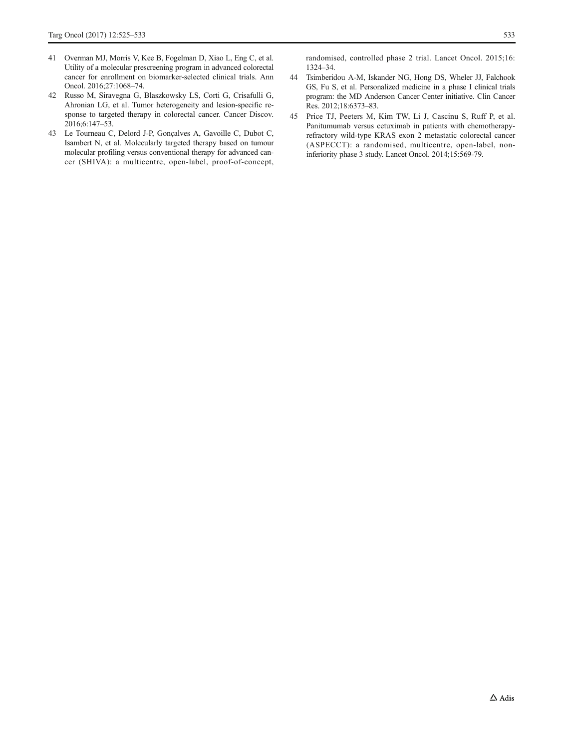41 Overman MJ, Morris V, Kee B, Fogelman D, Xiao L, Eng C, et al. Utility of a molecular prescreening program in advanced colorectal cancer for enrollment on biomarker-selected clinical trials. Ann Oncol. 2016;27:1068–74.

42 Russo M, Siravegna G, Blaszkowsky LS, Corti G, Crisafulli G, Ahronian LG, et al. Tumor heterogeneity and lesion-specific response to targeted therapy in colorectal cancer. Cancer Discov. 2016;6:147–53.

43 Le Tourneau C, Delord J-P, Gonçalves A, Gavoille C, Dubot C, Isambert N, et al. Molecularly targeted therapy based on tumour molecular profiling versus conventional therapy for advanced cancer (SHIVA): a multicentre, open-label, proof-of-concept, randomised, controlled phase 2 trial. Lancet Oncol. 2015;16: 1324–34.

44 Tsimberidou A-M, Iskander NG, Hong DS, Wheler JJ, Falchook GS, Fu S, et al. Personalized medicine in a phase I clinical trials program: the MD Anderson Cancer Center initiative. Clin Cancer Res. 2012;18:6373–83.

45 Price TJ, Peeters M, Kim TW, Li J, Cascinu S, Ruff P, et al. Panitumumab versus cetuximab in patients with chemotherapy-refractory wild-type KRAS exon 2 metastatic colorectal cancer (ASPECCT): a randomised, multicentre, open-label, non-inferiority phase 3 study. Lancet Oncol. 2014;15:569-79.